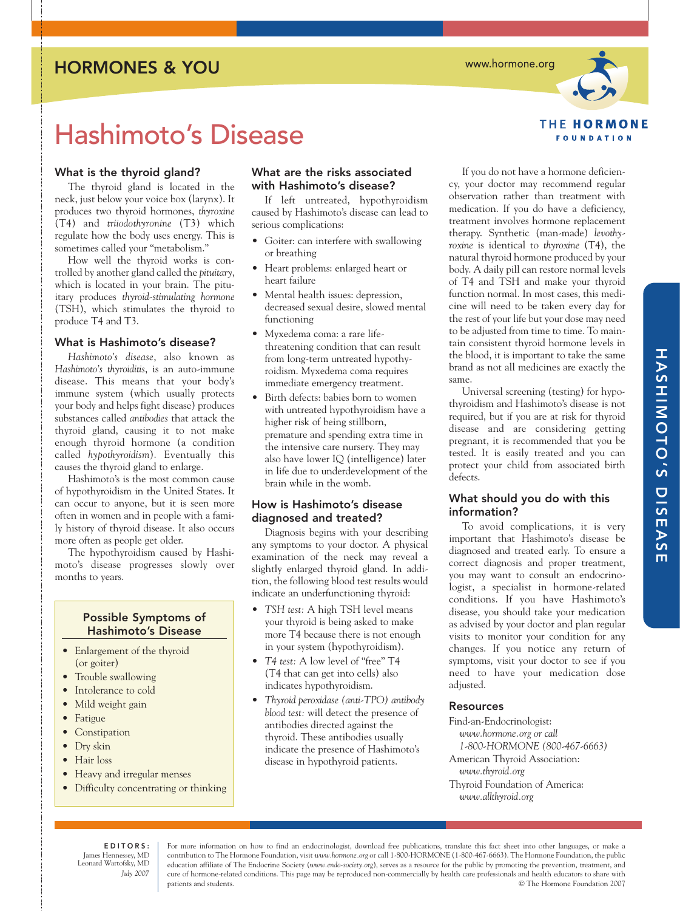HORMONES & YOU

www.hormone.org

THE HORMONE FOUNDATION

# Hashimoto's Disease

## What is the thyroid gland?

The thyroid gland is located in the neck, just below your voice box (larynx). It produces two thyroid hormones, *thyroxine* (T4) and *triiodothyronine* (T3) which regulate how the body uses energy. This is sometimes called your "metabolism."

How well the thyroid works is controlled by another gland called the *pituitary*, which is located in your brain. The pituitary produces *thyroid-stimulating hormone* (TSH), which stimulates the thyroid to produce T4 and T3.

## What is Hashimoto's disease?

*Hashimoto's disease*, also known as *Hashimoto's thyroiditis*, is an auto-immune disease. This means that your body's immune system (which usually protects your body and helps fight disease) produces substances called *antibodies* that attack the thyroid gland, causing it to not make enough thyroid hormone (a condition called *hypothyroidism*). Eventually this causes the thyroid gland to enlarge.

Hashimoto's is the most common cause of hypothyroidism in the United States. It can occur to anyone, but it is seen more often in women and in people with a family history of thyroid disease. It also occurs more often as people get older.

The hypothyroidism caused by Hashimoto's disease progresses slowly over months to years.

### Possible Symptoms of Hashimoto's Disease

- Enlargement of the thyroid (or goiter)
- Trouble swallowing
- Intolerance to cold
- Mild weight gain
- Fatigue
- Constipation
- Dry skin
- Hair loss
- Heavy and irregular menses
- Difficulty concentrating or thinking

## What are the risks associated with Hashimoto's disease?

If left untreated, hypothyroidism caused by Hashimoto's disease can lead to serious complications:

- Goiter: can interfere with swallowing or breathing
- Heart problems: enlarged heart or heart failure
- Mental health issues: depression, decreased sexual desire, slowed mental functioning
- Myxedema coma: a rare life-threatening condition that can result from long-term untreated hypothyroidism. Myxedema coma requires immediate emergency treatment.
- Birth defects: babies born to women with untreated hypothyroidism have a higher risk of being stillborn, premature and spending extra time in the intensive care nursery. They may also have lower IQ (intelligence) later in life due to underdevelopment of the brain while in the womb.

## How is Hashimoto's disease diagnosed and treated?

Diagnosis begins with your describing any symptoms to your doctor. A physical examination of the neck may reveal a slightly enlarged thyroid gland. In addition, the following blood test results would indicate an underfunctioning thyroid:

- *TSH test:* A high TSH level means your thyroid is being asked to make more T4 because there is not enough in your system (hypothyroidism).
- *T4 test:* A low level of "free" T4 (T4 that can get into cells) also indicates hypothyroidism.
- *Thyroid peroxidase (anti-TPO) antibody blood test:* will detect the presence of antibodies directed against the thyroid. These antibodies usually indicate the presence of Hashimoto's disease in hypothyroid patients.

If you do not have a hormone deficiency, your doctor may recommend regular observation rather than treatment with medication. If you do have a deficiency, treatment involves hormone replacement therapy. Synthetic (man-made) *levothyroxine* is identical to *thyroxine* (T4), the natural thyroid hormone produced by your body. A daily pill can restore normal levels of T4 and TSH and make your thyroid function normal. In most cases, this medicine will need to be taken every day for the rest of your life but your dose may need to be adjusted from time to time. To maintain consistent thyroid hormone levels in the blood, it is important to take the same brand as not all medicines are exactly the same.

Universal screening (testing) for hypothyroidism and Hashimoto's disease is not required, but if you are at risk for thyroid disease and are considering getting pregnant, it is recommended that you be tested. It is easily treated and you can protect your child from associated birth defects.

## What should you do with this information?

To avoid complications, it is very important that Hashimoto's disease be diagnosed and treated early. To ensure a correct diagnosis and proper treatment, you may want to consult an endocrinologist, a specialist in hormone-related conditions. If you have Hashimoto's disease, you should take your medication as advised by your doctor and plan regular visits to monitor your condition for any changes. If you notice any return of symptoms, visit your doctor to see if you need to have your medication dose adjusted.

## Resources

Find-an-Endocrinologist:
*www.hormone.org or call 1-800-HORMONE (800-467-6663)*

American Thyroid Association:
*www.thyroid.org*

Thyroid Foundation of America:
*www.allthyroid.org*

**EDITORS:**
James Hennessey, MD
Leonard Wartofsky, MD
*July 2007*

For more information on how to find an endocrinologist, download free publications, translate this fact sheet into other languages, or make a contribution to The Hormone Foundation, visit *www.hormone.org* or call 1-800-HORMONE (1-800-467-6663). The Hormone Foundation, the public education affiliate of The Endocrine Society (*www.endo-society.org*), serves as a resource for the public by promoting the prevention, treatment, and cure of hormone-related conditions. This page may be reproduced non-commercially by health care professionals and health educators to share with patients and students.

© The Hormone Foundation 2007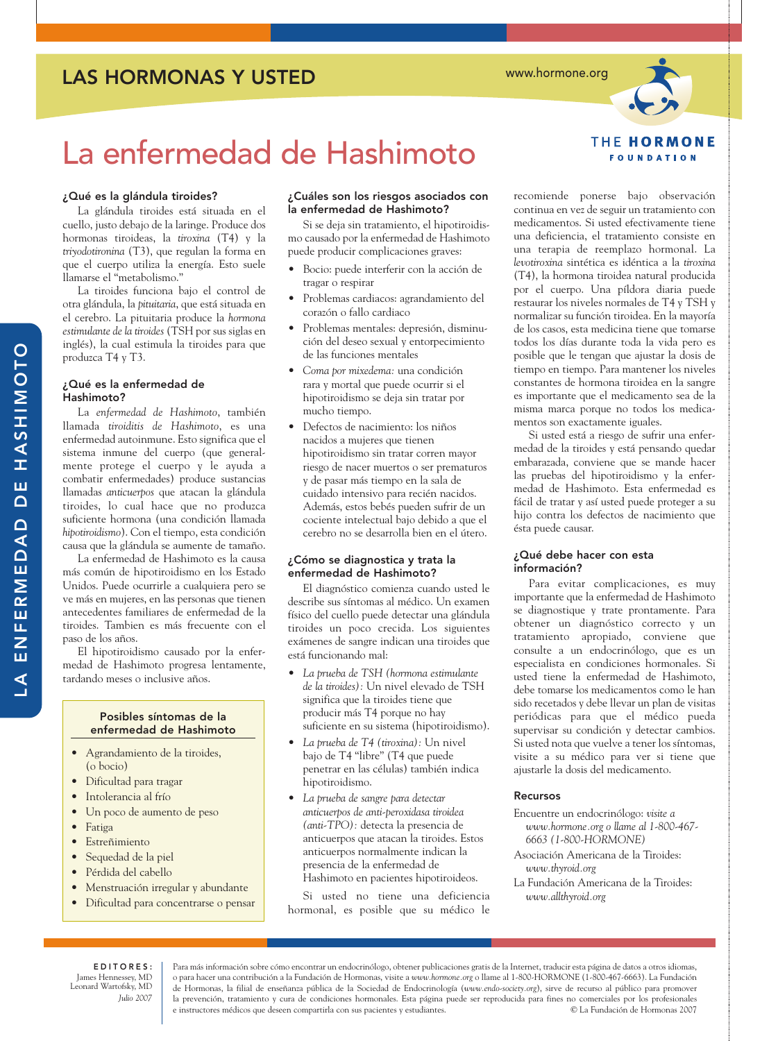LAS HORMONAS Y USTED

www.hormone.org

THE HORMONE FOUNDATION

# La enfermedad de Hashimoto

## ¿Qué es la glándula tiroides?

La glándula tiroides está situada en el cuello, justo debajo de la laringe. Produce dos hormonas tiroideas, la *tiroxina* (T4) y la *triyodotironina* (T3), que regulan la forma en que el cuerpo utiliza la energía. Esto suele llamarse el "metabolismo."

La tiroides funciona bajo el control de otra glándula, la *pituitaria*, que está situada en el cerebro. La pituitaria produce la *hormona estimulante de la tiroides* (TSH por sus siglas en inglés), la cual estimula la tiroides para que produzca T4 y T3.

## ¿Qué es la enfermedad de Hashimoto?

La *enfermedad de Hashimoto*, también llamada *tiroiditis de Hashimoto*, es una enfermedad autoinmune. Esto significa que el sistema inmune del cuerpo (que generalmente protege el cuerpo y le ayuda a combatir enfermedades) produce sustancias llamadas *anticuerpos* que atacan la glándula tiroides, lo cual hace que no produzca suficiente hormona (una condición llamada *hipotiroidismo*). Con el tiempo, esta condición causa que la glándula se aumente de tamaño.

La enfermedad de Hashimoto es la causa más común de hipotiroidismo en los Estado Unidos. Puede ocurrirle a cualquiera pero se ve más en mujeres, en las personas que tienen antecedentes familiares de enfermedad de la tiroides. Tambien es más frecuente con el paso de los años.

El hipotiroidismo causado por la enfermedad de Hashimoto progresa lentamente, tardando meses o inclusive años.

### Posibles síntomas de la enfermedad de Hashimoto

- Agrandamiento de la tiroides, (o bocio)
- Dificultad para tragar
- Intolerancia al frío
- Un poco de aumento de peso
- Fatiga
- Estreñimiento
- Sequedad de la piel
- Pérdida del cabello
- Menstruación irregular y abundante
- Dificultad para concentrarse o pensar

## ¿Cuáles son los riesgos asociados con la enfermedad de Hashimoto?

Si se deja sin tratamiento, el hipotiroidismo causado por la enfermedad de Hashimoto puede producir complicaciones graves:

- Bocio: puede interferir con la acción de tragar o respirar
- Problemas cardiacos: agrandamiento del corazón o fallo cardiaco
- Problemas mentales: depresión, disminución del deseo sexual y entorpecimiento de las funciones mentales
- *Coma por mixedema:* una condición rara y mortal que puede ocurrir si el hipotiroidismo se deja sin tratar por mucho tiempo.
- Defectos de nacimiento: los niños nacidos a mujeres que tienen hipotiroidismo sin tratar corren mayor riesgo de nacer muertos o ser prematuros y de pasar más tiempo en la sala de cuidado intensivo para recién nacidos. Además, estos bebés pueden sufrir de un cociente intelectual bajo debido a que el cerebro no se desarrolla bien en el útero.

## ¿Cómo se diagnostica y trata la enfermedad de Hashimoto?

El diagnóstico comienza cuando usted le describe sus síntomas al médico. Un examen físico del cuello puede detectar una glándula tiroides un poco crecida. Los siguientes exámenes de sangre indican una tiroides que está funcionando mal:

- *La prueba de TSH (hormona estimulante de la tiroides):* Un nivel elevado de TSH significa que la tiroides tiene que producir más T4 porque no hay suficiente en su sistema (hipotiroidismo).
- *La prueba de T4 (tiroxina):* Un nivel bajo de T4 "libre" (T4 que puede penetrar en las células) también indica hipotiroidismo.
- *La prueba de sangre para detectar anticuerpos de anti-peroxidasa tiroidea (anti-TPO):* detecta la presencia de anticuerpos que atacan la tiroides. Estos anticuerpos normalmente indican la presencia de la enfermedad de Hashimoto en pacientes hipotiroideos.

Si usted no tiene una deficiencia hormonal, es posible que su médico le recomiende ponerse bajo observación continua en vez de seguir un tratamiento con medicamentos. Si usted efectivamente tiene una deficiencia, el tratamiento consiste en una terapia de reemplazo hormonal. La *levotiroxina* sintética es idéntica a la *tiroxina* (T4), la hormona tiroidea natural producida por el cuerpo. Una píldora diaria puede restaurar los niveles normales de T4 y TSH y normalizar su función tiroidea. En la mayoría de los casos, esta medicina tiene que tomarse todos los días durante toda la vida pero es posible que le tengan que ajustar la dosis de tiempo en tiempo. Para mantener los niveles constantes de hormona tiroidea en la sangre es importante que el medicamento sea de la misma marca porque no todos los medicamentos son exactamente iguales.

Si usted está a riesgo de sufrir una enfermedad de la tiroides y está pensando quedar embarazada, conviene que se mande hacer las pruebas del hipotiroidismo y la enfermedad de Hashimoto. Esta enfermedad es fácil de tratar y así usted puede proteger a su hijo contra los defectos de nacimiento que ésta puede causar.

## ¿Qué debe hacer con esta información?

Para evitar complicaciones, es muy importante que la enfermedad de Hashimoto se diagnostique y trate prontamente. Para obtener un diagnóstico correcto y un tratamiento apropiado, conviene que consulte a un endocrinólogo, que es un especialista en condiciones hormonales. Si usted tiene la enfermedad de Hashimoto, debe tomarse los medicamentos como le han sido recetados y debe llevar un plan de visitas periódicas para que el médico pueda supervisar su condición y detectar cambios. Si usted nota que vuelve a tener los síntomas, visite a su médico para ver si tiene que ajustarle la dosis del medicamento.

## Recursos

Encuentre un endocrinólogo: *visite a www.hormone.org o llame al 1-800-467-6663 (1-800-HORMONE)*

Asociación Americana de la Tiroides: *www.thyroid.org*

La Fundación Americana de la Tiroides: *www.allthyroid.org*

---

**EDITORES:**
James Hennessey, MD
Leonard Wartofsky, MD
*Julio 2007*

Para más información sobre cómo encontrar un endocrinólogo, obtener publicaciones gratis de la Internet, traducir esta página de datos a otros idiomas, o para hacer una contribución a la Fundación de Hormonas, visite a *www.hormone.org* o llame al 1-800-HORMONE (1-800-467-6663). La Fundación de Hormonas, la filial de enseñanza pública de la Sociedad de Endocrinología (*www.endo-society.org*), sirve de recurso al público para promover la prevención, tratamiento y cura de condiciones hormonales. Esta página puede ser reproducida para fines no comerciales por los profesionales e instructores médicos que deseen compartirla con sus pacientes y estudiantes. © La Fundación de Hormonas 2007